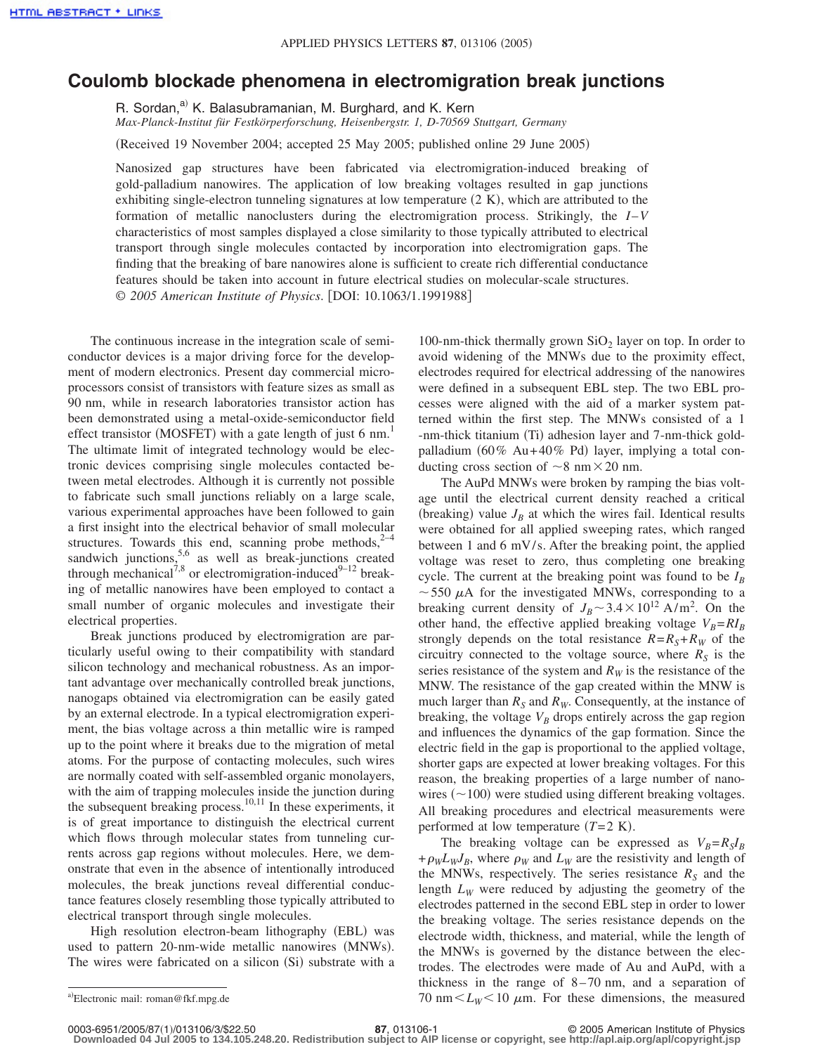# Coulomb blockade phenomena in electromigration break junctions

R. Sordan,[a] K. Balasubramanian, M. Burghard, and K. Kern

*Max-Planck-Institut für Festkörperforschung, Heisenbergstr. 1, D-70569 Stuttgart, Germany*

(Received 19 November 2004; accepted 25 May 2005; published online 29 June 2005)

Nanosized gap structures have been fabricated via electromigration-induced breaking of gold-palladium nanowires. The application of low breaking voltages resulted in gap junctions exhibiting single-electron tunneling signatures at low temperature (2 K), which are attributed to the formation of metallic nanoclusters during the electromigration process. Strikingly, the $I$–$V$ characteristics of most samples displayed a close similarity to those typically attributed to electrical transport through single molecules contacted by incorporation into electromigration gaps. The finding that the breaking of bare nanowires alone is sufficient to create rich differential conductance features should be taken into account in future electrical studies on molecular-scale structures. © *2005 American Institute of Physics*. [DOI: 10.1063/1.1991988]

The continuous increase in the integration scale of semiconductor devices is a major driving force for the development of modern electronics. Present day commercial microprocessors consist of transistors with feature sizes as small as 90 nm, while in research laboratories transistor action has been demonstrated using a metal-oxide-semiconductor field effect transistor (MOSFET) with a gate length of just 6 nm.[1] The ultimate limit of integrated technology would be electronic devices comprising single molecules contacted between metal electrodes. Although it is currently not possible to fabricate such small junctions reliably on a large scale, various experimental approaches have been followed to gain a first insight into the electrical behavior of small molecular structures. Towards this end, scanning probe methods,[2–4] sandwich junctions,[5,6] as well as break-junctions created through mechanical[7,8] or electromigration-induced[9–12] breaking of metallic nanowires have been employed to contact a small number of organic molecules and investigate their electrical properties.

Break junctions produced by electromigration are particularly useful owing to their compatibility with standard silicon technology and mechanical robustness. As an important advantage over mechanically controlled break junctions, nanogaps obtained via electromigration can be easily gated by an external electrode. In a typical electromigration experiment, the bias voltage across a thin metallic wire is ramped up to the point where it breaks due to the migration of metal atoms. For the purpose of contacting molecules, such wires are normally coated with self-assembled organic monolayers, with the aim of trapping molecules inside the junction during the subsequent breaking process.[10,11] In these experiments, it is of great importance to distinguish the electrical current which flows through molecular states from tunneling currents across gap regions without molecules. Here, we demonstrate that even in the absence of intentionally introduced molecules, the break junctions reveal differential conductance features closely resembling those typically attributed to electrical transport through single molecules.

High resolution electron-beam lithography (EBL) was used to pattern 20-nm-wide metallic nanowires (MNWs). The wires were fabricated on a silicon (Si) substrate with a 100-nm-thick thermally grown $SiO_2$ layer on top. In order to avoid widening of the MNWs due to the proximity effect, electrodes required for electrical addressing of the nanowires were defined in a subsequent EBL step. The two EBL processes were aligned with the aid of a marker system patterned within the first step. The MNWs consisted of a 1-nm-thick titanium (Ti) adhesion layer and 7-nm-thick gold-palladium (60% Au+40% Pd) layer, implying a total conducting cross section of ~8 nm×20 nm.

The AuPd MNWs were broken by ramping the bias voltage until the electrical current density reached a critical (breaking) value $J_B$ at which the wires fail. Identical results were obtained for all applied sweeping rates, which ranged between 1 and 6 mV/s. After the breaking point, the applied voltage was reset to zero, thus completing one breaking cycle. The current at the breaking point was found to be $I_B \sim 550\ \mu A$ for the investigated MNWs, corresponding to a breaking current density of $J_B \sim 3.4 \times 10^{12}\ A/m^2$. On the other hand, the effective applied breaking voltage $V_B = RI_B$ strongly depends on the total resistance $R = R_S + R_W$ of the circuitry connected to the voltage source, where $R_S$ is the series resistance of the system and $R_W$ is the resistance of the MNW. The resistance of the gap created within the MNW is much larger than $R_S$ and $R_W$. Consequently, at the instance of breaking, the voltage $V_B$ drops entirely across the gap region and influences the dynamics of the gap formation. Since the electric field in the gap is proportional to the applied voltage, shorter gaps are expected at lower breaking voltages. For this reason, the breaking properties of a large number of nanowires (~100) were studied using different breaking voltages. All breaking procedures and electrical measurements were performed at low temperature ($T$=2 K).

The breaking voltage can be expressed as $V_B = R_S I_B + \rho_W L_W J_B$, where $\rho_W$ and $L_W$ are the resistivity and length of the MNWs, respectively. The series resistance $R_S$ and the length $L_W$ were reduced by adjusting the geometry of the electrodes patterned in the second EBL step in order to lower the breaking voltage. The series resistance depends on the electrode width, thickness, and material, while the length of the MNWs is governed by the distance between the electrodes. The electrodes were made of Au and AuPd, with a thickness in the range of 8–70 nm, and a separation of 70 nm $< L_W <$ 10 $\mu$m. For these dimensions, the measured

[a]Electronic mail: roman@fkf.mpg.de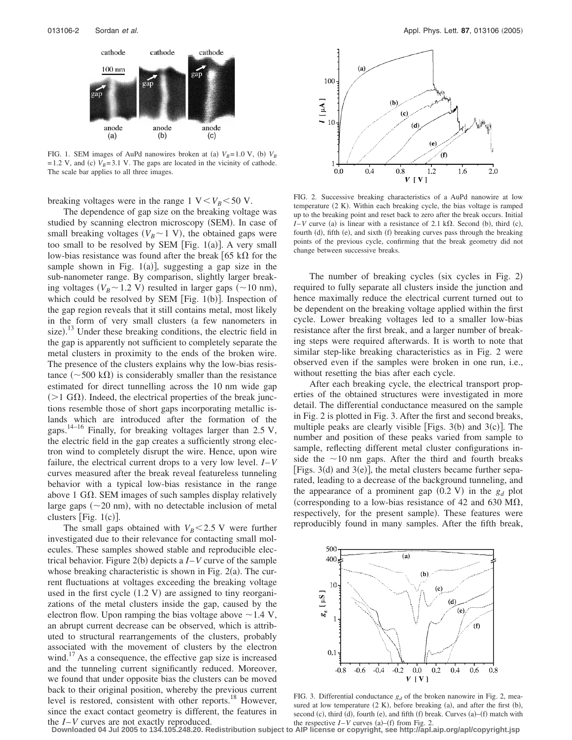FIG. 1. SEM images of AuPd nanowires broken at (a) $V_B=1.0$ V, (b) $V_B=1.2$ V, and (c) $V_B=3.1$ V. The gaps are located in the vicinity of cathode. The scale bar applies to all three images.

breaking voltages were in the range 1 V $< V_B <$ 50 V.

The dependence of gap size on the breaking voltage was studied by scanning electron microscopy (SEM). In case of small breaking voltages ($V_B \sim 1$ V), the obtained gaps were too small to be resolved by SEM [Fig. 1(a)]. A very small low-bias resistance was found after the break [65 kΩ for the sample shown in Fig. 1(a)], suggesting a gap size in the sub-nanometer range. By comparison, slightly larger breaking voltages ($V_B \sim 1.2$ V) resulted in larger gaps (~10 nm), which could be resolved by SEM [Fig. 1(b)]. Inspection of the gap region reveals that it still contains metal, most likely in the form of very small clusters (a few nanometers in size).[13] Under these breaking conditions, the electric field in the gap is apparently not sufficient to completely separate the metal clusters in proximity to the ends of the broken wire. The presence of the clusters explains why the low-bias resistance (~500 kΩ) is considerably smaller than the resistance estimated for direct tunnelling across the 10 nm wide gap (>1 GΩ). Indeed, the electrical properties of the break junctions resemble those of short gaps incorporating metallic islands which are introduced after the formation of the gaps.[14–16] Finally, for breaking voltages larger than 2.5 V, the electric field in the gap creates a sufficiently strong electron wind to completely disrupt the wire. Hence, upon wire failure, the electrical current drops to a very low level. $I$–$V$ curves measured after the break reveal featureless tunneling behavior with a typical low-bias resistance in the range above 1 GΩ. SEM images of such samples display relatively large gaps (~20 nm), with no detectable inclusion of metal clusters [Fig. 1(c)].

The small gaps obtained with $V_B < 2.5$ V were further investigated due to their relevance for contacting small molecules. These samples showed stable and reproducible electrical behavior. Figure 2(b) depicts a $I$–$V$ curve of the sample whose breaking characteristic is shown in Fig. 2(a). The current fluctuations at voltages exceeding the breaking voltage used in the first cycle (1.2 V) are assigned to tiny reorganizations of the metal clusters inside the gap, caused by the electron flow. Upon ramping the bias voltage above ~1.4 V, an abrupt current decrease can be observed, which is attributed to structural rearrangements of the clusters, probably associated with the movement of clusters by the electron wind.[17] As a consequence, the effective gap size is increased and the tunneling current significantly reduced. Moreover, we found that under opposite bias the clusters can be moved back to their original position, whereby the previous current level is restored, consistent with other reports.[18] However, since the exact contact geometry is different, the features in the $I$–$V$ curves are not exactly reproduced.

FIG. 2. Successive breaking characteristics of a AuPd nanowire at low temperature (2 K). Within each breaking cycle, the bias voltage is ramped up to the breaking point and reset back to zero after the break occurs. Initial $I$–$V$ curve (a) is linear with a resistance of 2.1 kΩ. Second (b), third (c), fourth (d), fifth (e), and sixth (f) breaking curves pass through the breaking points of the previous cycle, confirming that the break geometry did not change between successive breaks.

The number of breaking cycles (six cycles in Fig. 2) required to fully separate all clusters inside the junction and hence maximally reduce the electrical current turned out to be dependent on the breaking voltage applied within the first cycle. Lower breaking voltages led to a smaller low-bias resistance after the first break, and a larger number of breaking steps were required afterwards. It is worth to note that similar step-like breaking characteristics as in Fig. 2 were observed even if the samples were broken in one run, i.e., without resetting the bias after each cycle.

After each breaking cycle, the electrical transport properties of the obtained structures were investigated in more detail. The differential conductance measured on the sample in Fig. 2 is plotted in Fig. 3. After the first and second breaks, multiple peaks are clearly visible [Figs. 3(b) and 3(c)]. The number and position of these peaks varied from sample to sample, reflecting different metal cluster configurations inside the ~10 nm gaps. After the third and fourth breaks [Figs. 3(d) and 3(e)], the metal clusters became further separated, leading to a decrease of the background tunneling, and the appearance of a prominent gap (0.2 V) in the $g_d$ plot (corresponding to a low-bias resistance of 42 and 630 MΩ, respectively, for the present sample). These features were reproducibly found in many samples. After the fifth break,

FIG. 3. Differential conductance $g_d$ of the broken nanowire in Fig. 2, measured at low temperature (2 K), before breaking (a), and after the first (b), second (c), third (d), fourth (e), and fifth (f) break. Curves (a)–(f) match with the respective $I$–$V$ curves (a)–(f) from Fig. 2.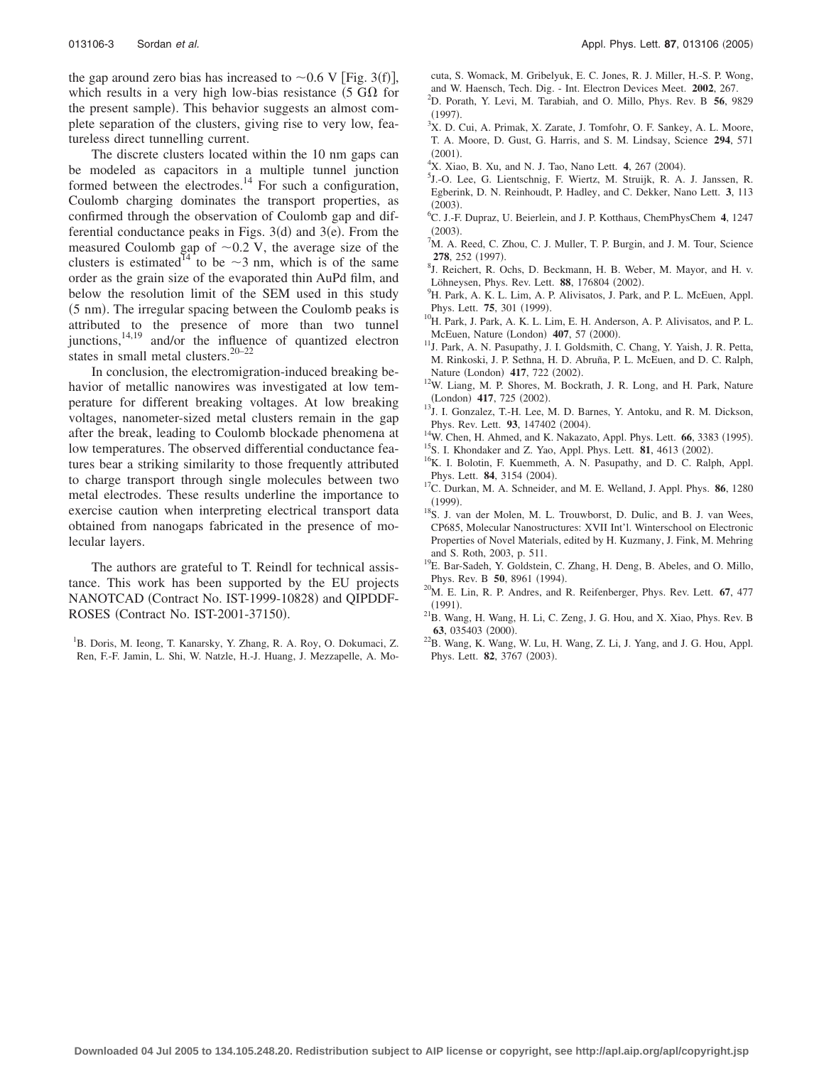the gap around zero bias has increased to ~0.6 V [Fig. 3(f)], which results in a very high low-bias resistance (5 GΩ for the present sample). This behavior suggests an almost complete separation of the clusters, giving rise to very low, featureless direct tunnelling current.

The discrete clusters located within the 10 nm gaps can be modeled as capacitors in a multiple tunnel junction formed between the electrodes.[14] For such a configuration, Coulomb charging dominates the transport properties, as confirmed through the observation of Coulomb gap and differential conductance peaks in Figs. 3(d) and 3(e). From the measured Coulomb gap of ~0.2 V, the average size of the clusters is estimated[14] to be ~3 nm, which is of the same order as the grain size of the evaporated thin AuPd film, and below the resolution limit of the SEM used in this study (5 nm). The irregular spacing between the Coulomb peaks is attributed to the presence of more than two tunnel junctions,[14,19] and/or the influence of quantized electron states in small metal clusters.[20–22]

In conclusion, the electromigration-induced breaking behavior of metallic nanowires was investigated at low temperature for different breaking voltages. At low breaking voltages, nanometer-sized metal clusters remain in the gap after the break, leading to Coulomb blockade phenomena at low temperatures. The observed differential conductance features bear a striking similarity to those frequently attributed to charge transport through single molecules between two metal electrodes. These results underline the importance to exercise caution when interpreting electrical transport data obtained from nanogaps fabricated in the presence of molecular layers.

The authors are grateful to T. Reindl for technical assistance. This work has been supported by the EU projects NANOTCAD (Contract No. IST-1999-10828) and QIPDDF-ROSES (Contract No. IST-2001-37150).

[1] B. Doris, M. Ieong, T. Kanarsky, Y. Zhang, R. A. Roy, O. Dokumaci, Z. Ren, F.-F. Jamin, L. Shi, W. Natzle, H.-J. Huang, J. Mezzapelle, A. Mocuta, S. Womack, M. Gribelyuk, E. C. Jones, R. J. Miller, H.-S. P. Wong, and W. Haensch, Tech. Dig. - Int. Electron Devices Meet. **2002**, 267.

[2] D. Porath, Y. Levi, M. Tarabiah, and O. Millo, Phys. Rev. B **56**, 9829 (1997).

[3] X. D. Cui, A. Primak, X. Zarate, J. Tomfohr, O. F. Sankey, A. L. Moore, T. A. Moore, D. Gust, G. Harris, and S. M. Lindsay, Science **294**, 571 (2001).

[4] X. Xiao, B. Xu, and N. J. Tao, Nano Lett. **4**, 267 (2004).

[5] J.-O. Lee, G. Lientschnig, F. Wiertz, M. Struijk, R. A. J. Janssen, R. Egberink, D. N. Reinhoudt, P. Hadley, and C. Dekker, Nano Lett. **3**, 113 (2003).

[6] C. J.-F. Dupraz, U. Beierlein, and J. P. Kotthaus, ChemPhysChem **4**, 1247 (2003).

[7] M. A. Reed, C. Zhou, C. J. Muller, T. P. Burgin, and J. M. Tour, Science **278**, 252 (1997).

[8] J. Reichert, R. Ochs, D. Beckmann, H. B. Weber, M. Mayor, and H. v. Löhneysen, Phys. Rev. Lett. **88**, 176804 (2002).

[9] H. Park, A. K. L. Lim, A. P. Alivisatos, J. Park, and P. L. McEuen, Appl. Phys. Lett. **75**, 301 (1999).

[10] H. Park, J. Park, A. K. L. Lim, E. H. Anderson, A. P. Alivisatos, and P. L. McEuen, Nature (London) **407**, 57 (2000).

[11] J. Park, A. N. Pasupathy, J. I. Goldsmith, C. Chang, Y. Yaish, J. R. Petta, M. Rinkoski, J. P. Sethna, H. D. Abruña, P. L. McEuen, and D. C. Ralph, Nature (London) **417**, 722 (2002).

[12] W. Liang, M. P. Shores, M. Bockrath, J. R. Long, and H. Park, Nature (London) **417**, 725 (2002).

[13] J. I. Gonzalez, T.-H. Lee, M. D. Barnes, Y. Antoku, and R. M. Dickson, Phys. Rev. Lett. **93**, 147402 (2004).

[14] W. Chen, H. Ahmed, and K. Nakazato, Appl. Phys. Lett. **66**, 3383 (1995).

[15] S. I. Khondaker and Z. Yao, Appl. Phys. Lett. **81**, 4613 (2002).

[16] K. I. Bolotin, F. Kuemmeth, A. N. Pasupathy, and D. C. Ralph, Appl. Phys. Lett. **84**, 3154 (2004).

[17] C. Durkan, M. A. Schneider, and M. E. Welland, J. Appl. Phys. **86**, 1280 (1999).

[18] S. J. van der Molen, M. L. Trouwborst, D. Dulic, and B. J. van Wees, CP685, Molecular Nanostructures: XVII Int'l. Winterschool on Electronic Properties of Novel Materials, edited by H. Kuzmany, J. Fink, M. Mehring and S. Roth, 2003, p. 511.

[19] E. Bar-Sadeh, Y. Goldstein, C. Zhang, H. Deng, B. Abeles, and O. Millo, Phys. Rev. B **50**, 8961 (1994).

[20] M. E. Lin, R. P. Andres, and R. Reifenberger, Phys. Rev. Lett. **67**, 477 (1991).

[21] B. Wang, H. Wang, H. Li, C. Zeng, J. G. Hou, and X. Xiao, Phys. Rev. B **63**, 035403 (2000).

[22] B. Wang, K. Wang, W. Lu, H. Wang, Z. Li, J. Yang, and J. G. Hou, Appl. Phys. Lett. **82**, 3767 (2003).